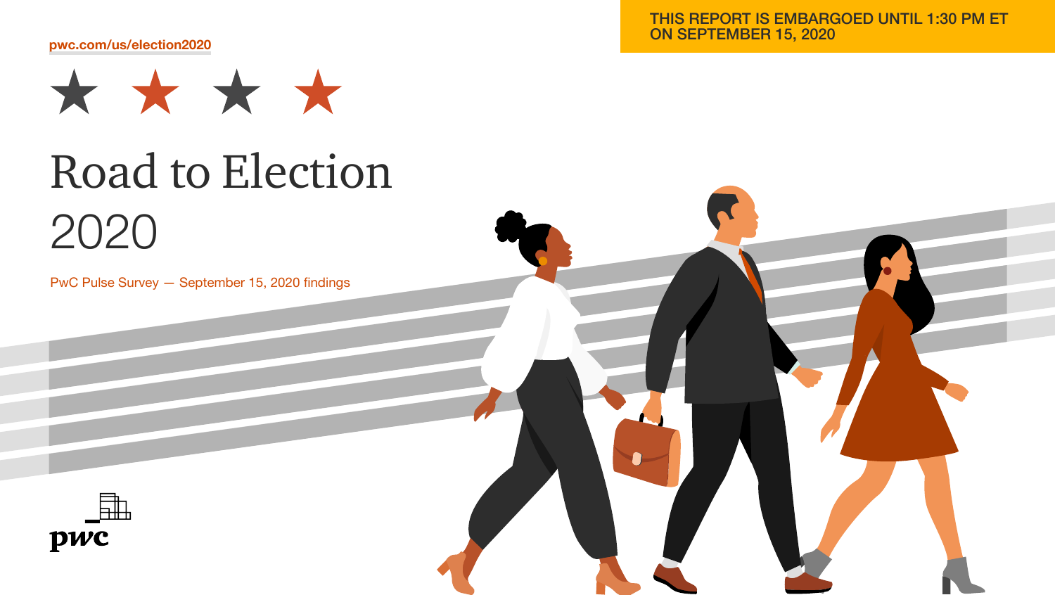THIS REPORT IS EMBARGOED UNTIL 1:30 PM ET ON SEPTEMBER 15, 2020

pwc.com/us/election2020

# Road to Election 2020

PwC Pulse Survey — September 15, 2020 findings

pwc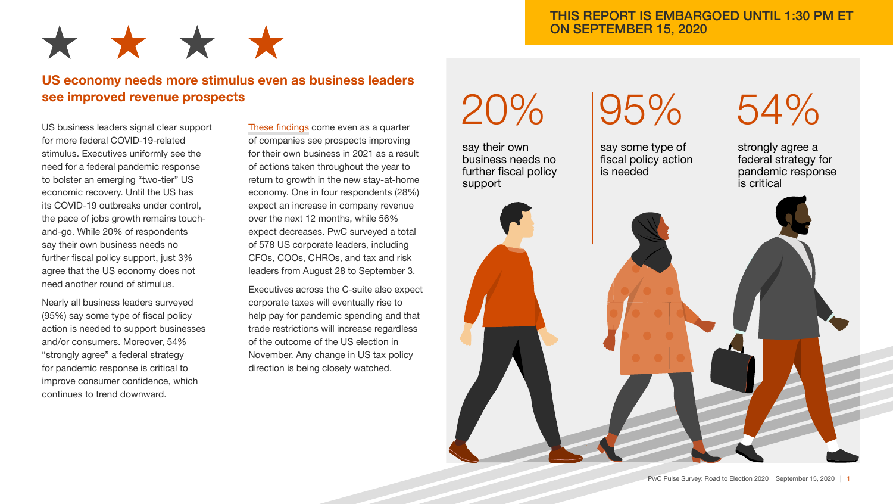THIS REPORT IS EMBARGOED UNTIL 1:30 PM ET ON SEPTEMBER 15, 2020

## US economy needs more stimulus even as business leaders see improved revenue prospects

US business leaders signal clear support for more federal COVID-19-related stimulus. Executives uniformly see the need for a federal pandemic response to bolster an emerging "two-tier" US economic recovery. Until the US has its COVID-19 outbreaks under control, the pace of jobs growth remains touch-and-go. While 20% of respondents say their own business needs no further fiscal policy support, just 3% agree that the US economy does not need another round of stimulus.

Nearly all business leaders surveyed (95%) say some type of fiscal policy action is needed to support businesses and/or consumers. Moreover, 54% "strongly agree" a federal strategy for pandemic response is critical to improve consumer confidence, which continues to trend downward.

These findings come even as a quarter of companies see prospects improving for their own business in 2021 as a result of actions taken throughout the year to return to growth in the new stay-at-home economy. One in four respondents (28%) expect an increase in company revenue over the next 12 months, while 56% expect decreases. PwC surveyed a total of 578 US corporate leaders, including CFOs, COOs, CHROs, and tax and risk leaders from August 28 to September 3.

Executives across the C-suite also expect corporate taxes will eventually rise to help pay for pandemic spending and that trade restrictions will increase regardless of the outcome of the US election in November. Any change in US tax policy direction is being closely watched.

**20%** say their own business needs no further fiscal policy support

**95%** say some type of fiscal policy action is needed

**54%** strongly agree a federal strategy for pandemic response is critical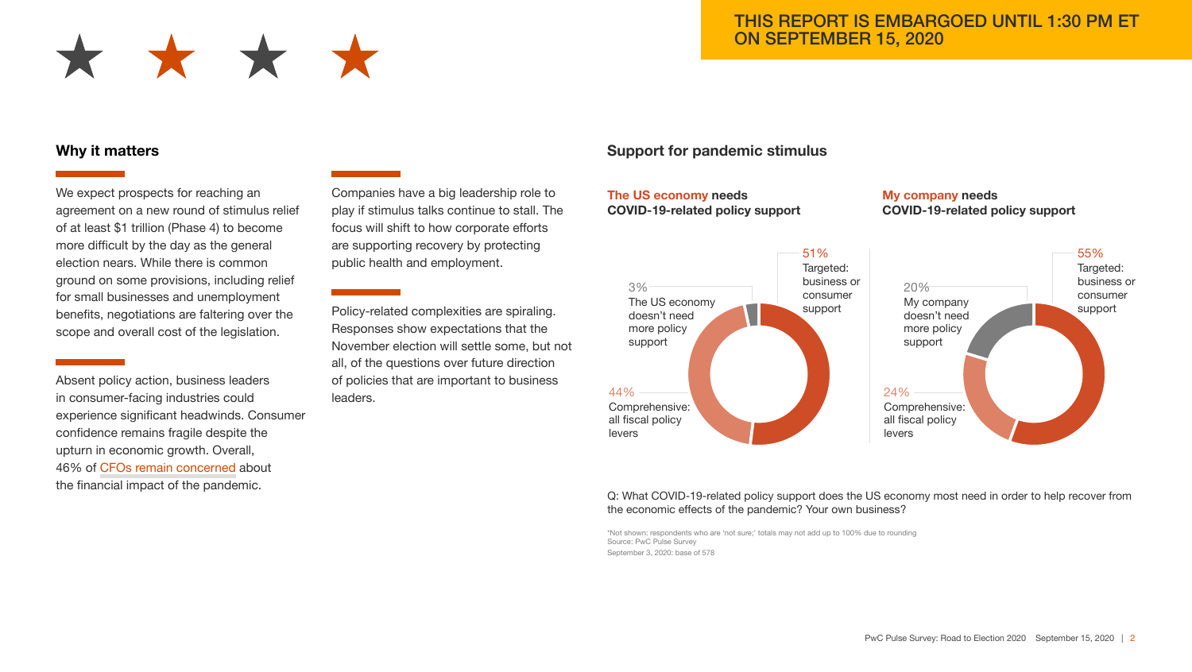THIS REPORT IS EMBARGOED UNTIL 1:30 PM ET ON SEPTEMBER 15, 2020

## Why it matters

We expect prospects for reaching an agreement on a new round of stimulus relief of at least $1 trillion (Phase 4) to become more difficult by the day as the general election nears. While there is common ground on some provisions, including relief for small businesses and unemployment benefits, negotiations are faltering over the scope and overall cost of the legislation.

Absent policy action, business leaders in consumer-facing industries could experience significant headwinds. Consumer confidence remains fragile despite the upturn in economic growth. Overall, 46% of CFOs remain concerned about the financial impact of the pandemic.

Companies have a big leadership role to play if stimulus talks continue to stall. The focus will shift to how corporate efforts are supporting recovery by protecting public health and employment.

Policy-related complexities are spiraling. Responses show expectations that the November election will settle some, but not all, of the questions over future direction of policies that are important to business leaders.

## Support for pandemic stimulus

**The US economy needs COVID-19-related policy support**

- 51% Targeted: business or consumer support
- 44% Comprehensive: all fiscal policy levers
- 3% The US economy doesn't need more policy support

**My company needs COVID-19-related policy support**

- 55% Targeted: business or consumer support
- 24% Comprehensive: all fiscal policy levers
- 20% My company doesn't need more policy support

Q: What COVID-19-related policy support does the US economy most need in order to help recover from the economic effects of the pandemic? Your own business?

*Not shown: respondents who are 'not sure;' totals may not add up to 100% due to rounding
Source: PwC Pulse Survey
September 3, 2020: base of 578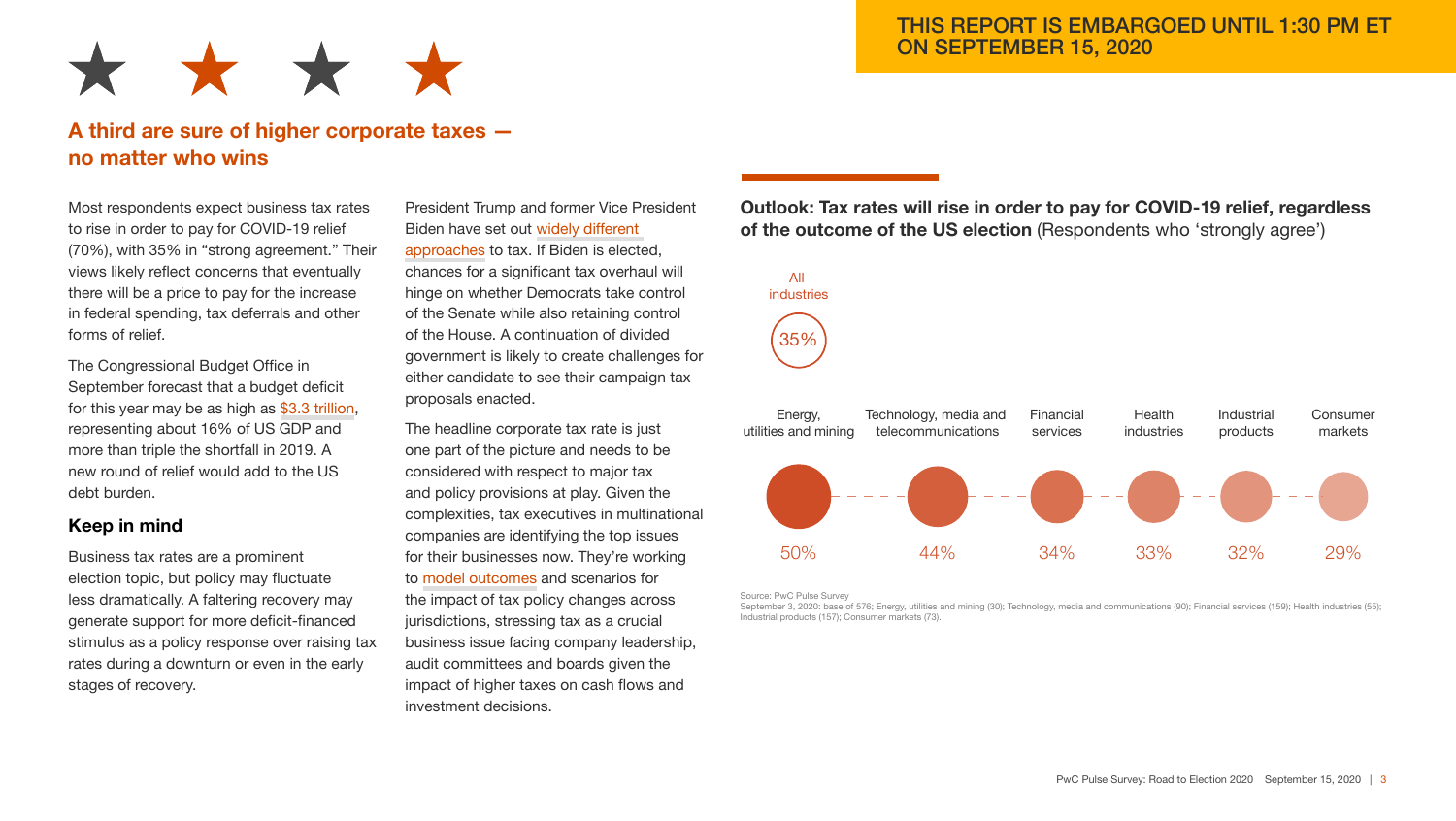THIS REPORT IS EMBARGOED UNTIL 1:30 PM ET ON SEPTEMBER 15, 2020

## A third are sure of higher corporate taxes — no matter who wins

Most respondents expect business tax rates to rise in order to pay for COVID-19 relief (70%), with 35% in "strong agreement." Their views likely reflect concerns that eventually there will be a price to pay for the increase in federal spending, tax deferrals and other forms of relief.

The Congressional Budget Office in September forecast that a budget deficit for this year may be as high as $3.3 trillion, representing about 16% of US GDP and more than triple the shortfall in 2019. A new round of relief would add to the US debt burden.

### Keep in mind

Business tax rates are a prominent election topic, but policy may fluctuate less dramatically. A faltering recovery may generate support for more deficit-financed stimulus as a policy response over raising tax rates during a downturn or even in the early stages of recovery.

President Trump and former Vice President Biden have set out widely different approaches to tax. If Biden is elected, chances for a significant tax overhaul will hinge on whether Democrats take control of the Senate while also retaining control of the House. A continuation of divided government is likely to create challenges for either candidate to see their campaign tax proposals enacted.

The headline corporate tax rate is just one part of the picture and needs to be considered with respect to major tax and policy provisions at play. Given the complexities, tax executives in multinational companies are identifying the top issues for their businesses now. They're working to model outcomes and scenarios for the impact of tax policy changes across jurisdictions, stressing tax as a crucial business issue facing company leadership, audit committees and boards given the impact of higher taxes on cash flows and investment decisions.

**Outlook: Tax rates will rise in order to pay for COVID-19 relief, regardless of the outcome of the US election** (Respondents who 'strongly agree')

| Industry | Strongly agree |
|---|---|
| All industries | 35% |
| Energy, utilities and mining | 50% |
| Technology, media and telecommunications | 44% |
| Financial services | 34% |
| Health industries | 33% |
| Industrial products | 32% |
| Consumer markets | 29% |

Source: PwC Pulse Survey
September 3, 2020: base of 576; Energy, utilities and mining (30); Technology, media and communications (90); Financial services (159); Health industries (55); Industrial products (157); Consumer markets (73).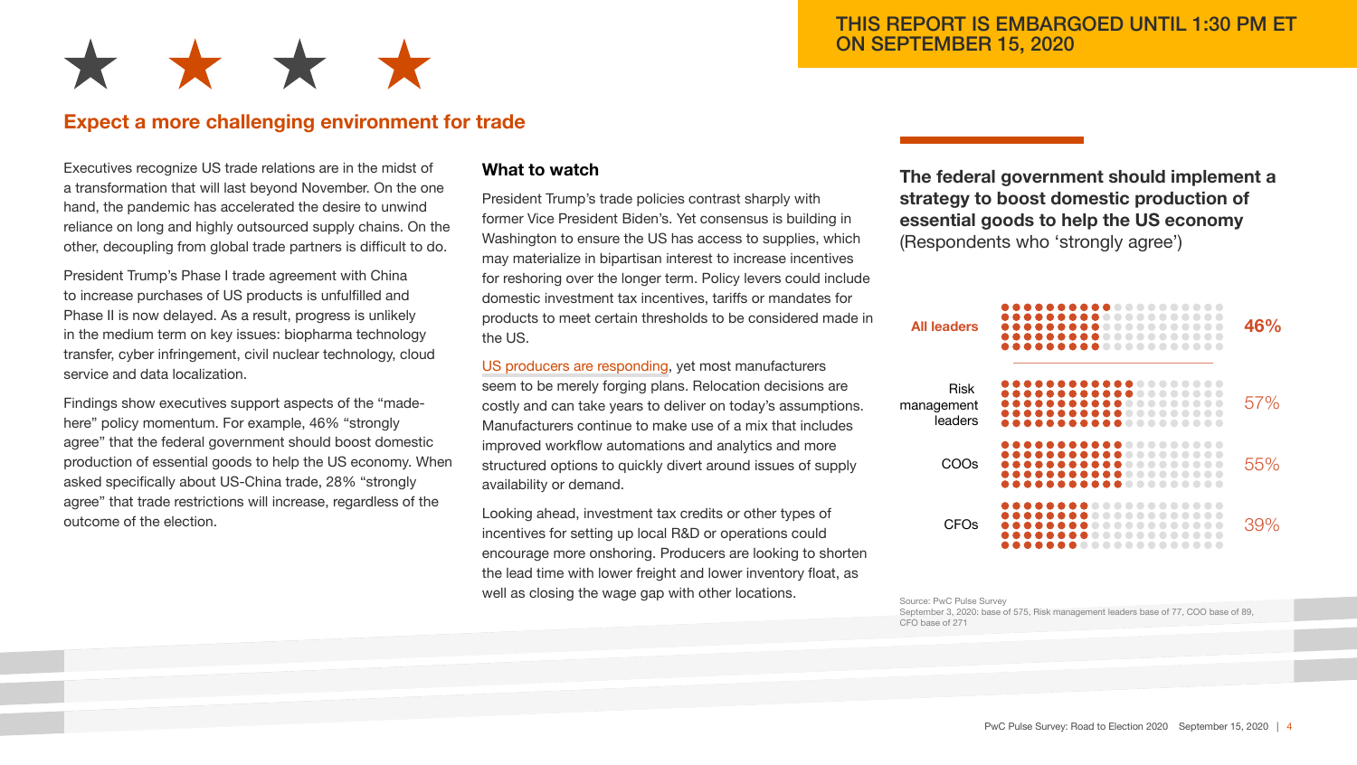THIS REPORT IS EMBARGOED UNTIL 1:30 PM ET ON SEPTEMBER 15, 2020

## Expect a more challenging environment for trade

Executives recognize US trade relations are in the midst of a transformation that will last beyond November. On the one hand, the pandemic has accelerated the desire to unwind reliance on long and highly outsourced supply chains. On the other, decoupling from global trade partners is difficult to do.

President Trump's Phase I trade agreement with China to increase purchases of US products is unfulfilled and Phase II is now delayed. As a result, progress is unlikely in the medium term on key issues: biopharma technology transfer, cyber infringement, civil nuclear technology, cloud service and data localization.

Findings show executives support aspects of the "made-here" policy momentum. For example, 46% "strongly agree" that the federal government should boost domestic production of essential goods to help the US economy. When asked specifically about US-China trade, 28% "strongly agree" that trade restrictions will increase, regardless of the outcome of the election.

### What to watch

President Trump's trade policies contrast sharply with former Vice President Biden's. Yet consensus is building in Washington to ensure the US has access to supplies, which may materialize in bipartisan interest to increase incentives for reshoring over the longer term. Policy levers could include domestic investment tax incentives, tariffs or mandates for products to meet certain thresholds to be considered made in the US.

US producers are responding, yet most manufacturers seem to be merely forging plans. Relocation decisions are costly and can take years to deliver on today's assumptions. Manufacturers continue to make use of a mix that includes improved workflow automations and analytics and more structured options to quickly divert around issues of supply availability or demand.

Looking ahead, investment tax credits or other types of incentives for setting up local R&D or operations could encourage more onshoring. Producers are looking to shorten the lead time with lower freight and lower inventory float, as well as closing the wage gap with other locations.

**The federal government should implement a strategy to boost domestic production of essential goods to help the US economy** (Respondents who 'strongly agree')

| Group | Percentage |
| --- | --- |
| **All leaders** | **46%** |
| Risk management leaders | 57% |
| COOs | 55% |
| CFOs | 39% |

Source: PwC Pulse Survey
September 3, 2020: base of 575, Risk management leaders base of 77, COO base of 89, CFO base of 271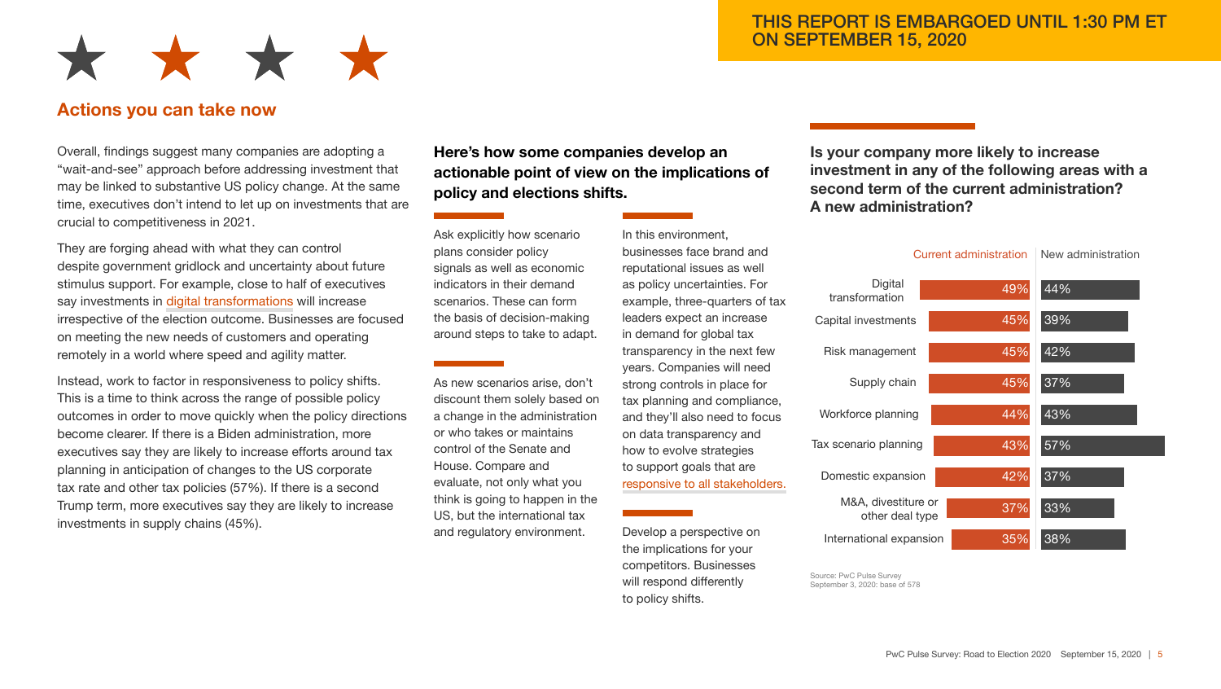THIS REPORT IS EMBARGOED UNTIL 1:30 PM ET ON SEPTEMBER 15, 2020

## Actions you can take now

Overall, findings suggest many companies are adopting a "wait-and-see" approach before addressing investment that may be linked to substantive US policy change. At the same time, executives don't intend to let up on investments that are crucial to competitiveness in 2021.

They are forging ahead with what they can control despite government gridlock and uncertainty about future stimulus support. For example, close to half of executives say investments in digital transformations will increase irrespective of the election outcome. Businesses are focused on meeting the new needs of customers and operating remotely in a world where speed and agility matter.

Instead, work to factor in responsiveness to policy shifts. This is a time to think across the range of possible policy outcomes in order to move quickly when the policy directions become clearer. If there is a Biden administration, more executives say they are likely to increase efforts around tax planning in anticipation of changes to the US corporate tax rate and other tax policies (57%). If there is a second Trump term, more executives say they are likely to increase investments in supply chains (45%).

### Here's how some companies develop an actionable point of view on the implications of policy and elections shifts.

Ask explicitly how scenario plans consider policy signals as well as economic indicators in their demand scenarios. These can form the basis of decision-making around steps to take to adapt.

As new scenarios arise, don't discount them solely based on a change in the administration or who takes or maintains control of the Senate and House. Compare and evaluate, not only what you think is going to happen in the US, but the international tax and regulatory environment.

In this environment, businesses face brand and reputational issues as well as policy uncertainties. For example, three-quarters of tax leaders expect an increase in demand for global tax transparency in the next few years. Companies will need strong controls in place for tax planning and compliance, and they'll also need to focus on data transparency and how to evolve strategies to support goals that are responsive to all stakeholders.

Develop a perspective on the implications for your competitors. Businesses will respond differently to policy shifts.

**Is your company more likely to increase investment in any of the following areas with a second term of the current administration? A new administration?**

| | Current administration | New administration |
|---|---|---|
| Digital transformation | 49% | 44% |
| Capital investments | 45% | 39% |
| Risk management | 45% | 42% |
| Supply chain | 45% | 37% |
| Workforce planning | 44% | 43% |
| Tax scenario planning | 43% | 57% |
| Domestic expansion | 42% | 37% |
| M&A, divestiture or other deal type | 37% | 33% |
| International expansion | 35% | 38% |

Source: PwC Pulse Survey September 3, 2020: base of 578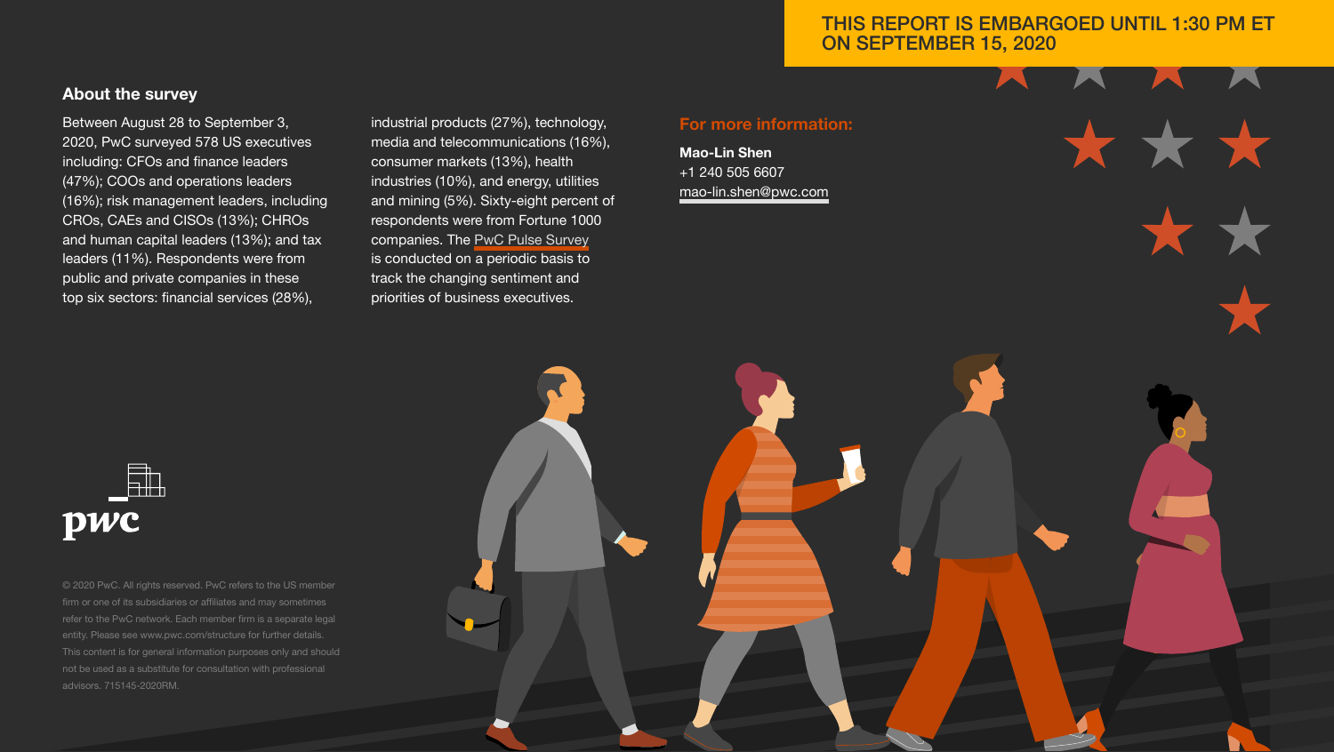THIS REPORT IS EMBARGOED UNTIL 1:30 PM ET ON SEPTEMBER 15, 2020

## About the survey

Between August 28 to September 3, 2020, PwC surveyed 578 US executives including: CFOs and finance leaders (47%); COOs and operations leaders (16%); risk management leaders, including CROs, CAEs and CISOs (13%); CHROs and human capital leaders (13%); and tax leaders (11%). Respondents were from public and private companies in these top six sectors: financial services (28%), industrial products (27%), technology, media and telecommunications (16%), consumer markets (13%), health industries (10%), and energy, utilities and mining (5%). Sixty-eight percent of respondents were from Fortune 1000 companies. The PwC Pulse Survey is conducted on a periodic basis to track the changing sentiment and priorities of business executives.

### For more information:

**Mao-Lin Shen**
+1 240 505 6607
mao-lin.shen@pwc.com

pwc

© 2020 PwC. All rights reserved. PwC refers to the US member firm or one of its subsidiaries or affiliates and may sometimes refer to the PwC network. Each member firm is a separate legal entity. Please see www.pwc.com/structure for further details. This content is for general information purposes only and should not be used as a substitute for consultation with professional advisors. 715145-2020RM.